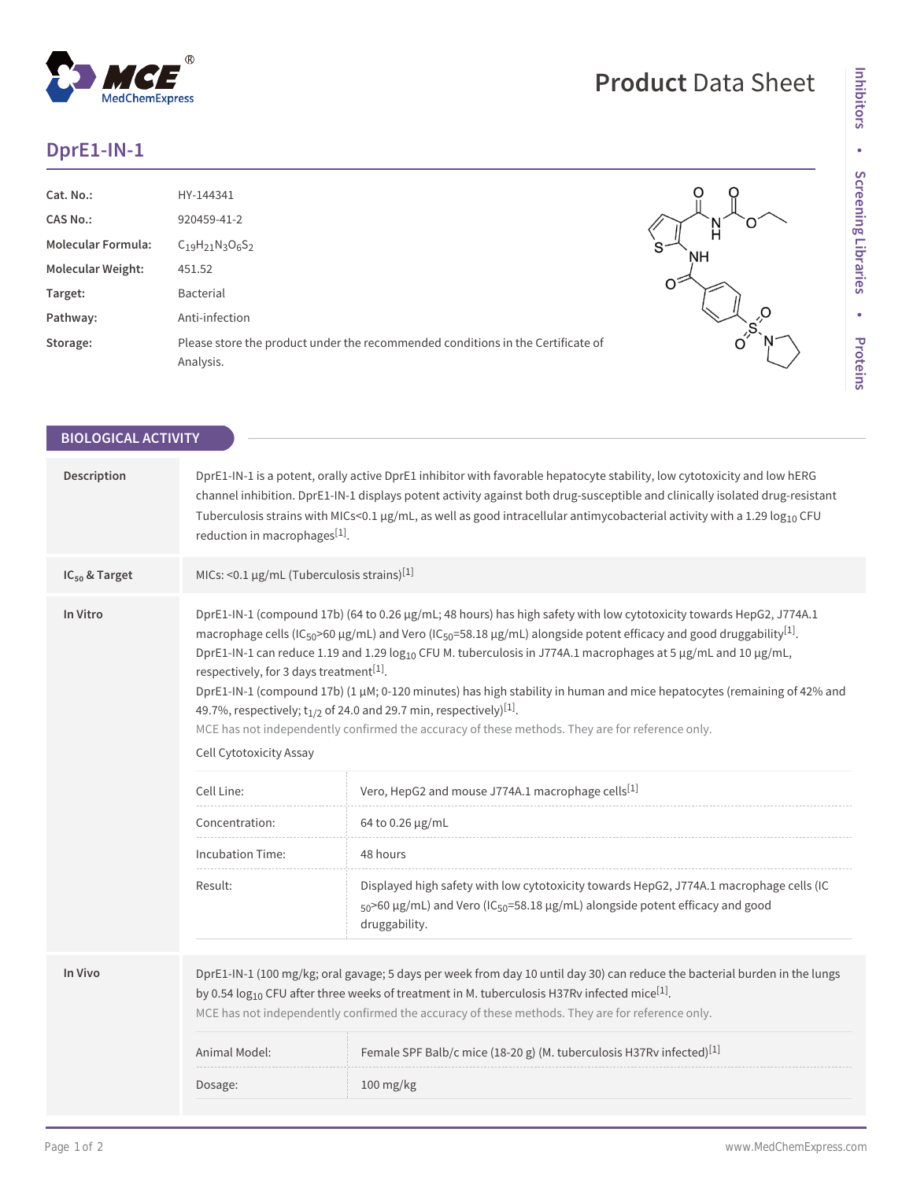# DprE1-IN-1

| | |
|---|---|
| **Cat. No.:** | HY-144341 |
| **CAS No.:** | 920459-41-2 |
| **Molecular Formula:** | $C_{19}H_{21}N_3O_6S_2$ |
| **Molecular Weight:** | 451.52 |
| **Target:** | Bacterial |
| **Pathway:** | Anti-infection |
| **Storage:** | Please store the product under the recommended conditions in the Certificate of Analysis. |

## BIOLOGICAL ACTIVITY

**Description**

DprE1-IN-1 is a potent, orally active DprE1 inhibitor with favorable hepatocyte stability, low cytotoxicity and low hERG channel inhibition. DprE1-IN-1 displays potent activity against both drug-susceptible and clinically isolated drug-resistant Tuberculosis strains with MICs<0.1 μg/mL, as well as good intracellular antimycobacterial activity with a 1.29 $log_{10}$ CFU reduction in macrophages[1].

**$IC_{50}$ & Target**

MICs: <0.1 μg/mL (Tuberculosis strains)[1]

**In Vitro**

DprE1-IN-1 (compound 17b) (64 to 0.26 μg/mL; 48 hours) has high safety with low cytotoxicity towards HepG2, J774A.1 macrophage cells ($IC_{50}$>60 μg/mL) and Vero ($IC_{50}$=58.18 μg/mL) alongside potent efficacy and good druggability[1].

DprE1-IN-1 can reduce 1.19 and 1.29 $log_{10}$ CFU M. tuberculosis in J774A.1 macrophages at 5 μg/mL and 10 μg/mL, respectively, for 3 days treatment[1].

DprE1-IN-1 (compound 17b) (1 μM; 0-120 minutes) has high stability in human and mice hepatocytes (remaining of 42% and 49.7%, respectively; $t_{1/2}$ of 24.0 and 29.7 min, respectively)[1].

MCE has not independently confirmed the accuracy of these methods. They are for reference only.

Cell Cytotoxicity Assay

| | |
|---|---|
| Cell Line: | Vero, HepG2 and mouse J774A.1 macrophage cells[1] |
| Concentration: | 64 to 0.26 μg/mL |
| Incubation Time: | 48 hours |
| Result: | Displayed high safety with low cytotoxicity towards HepG2, J774A.1 macrophage cells ($IC_{50}$>60 μg/mL) and Vero ($IC_{50}$=58.18 μg/mL) alongside potent efficacy and good druggability. |

**In Vivo**

DprE1-IN-1 (100 mg/kg; oral gavage; 5 days per week from day 10 until day 30) can reduce the bacterial burden in the lungs by 0.54 $log_{10}$ CFU after three weeks of treatment in M. tuberculosis H37Rv infected mice[1].

MCE has not independently confirmed the accuracy of these methods. They are for reference only.

| | |
|---|---|
| Animal Model: | Female SPF Balb/c mice (18-20 g) (M. tuberculosis H37Rv infected)[1] |
| Dosage: | 100 mg/kg |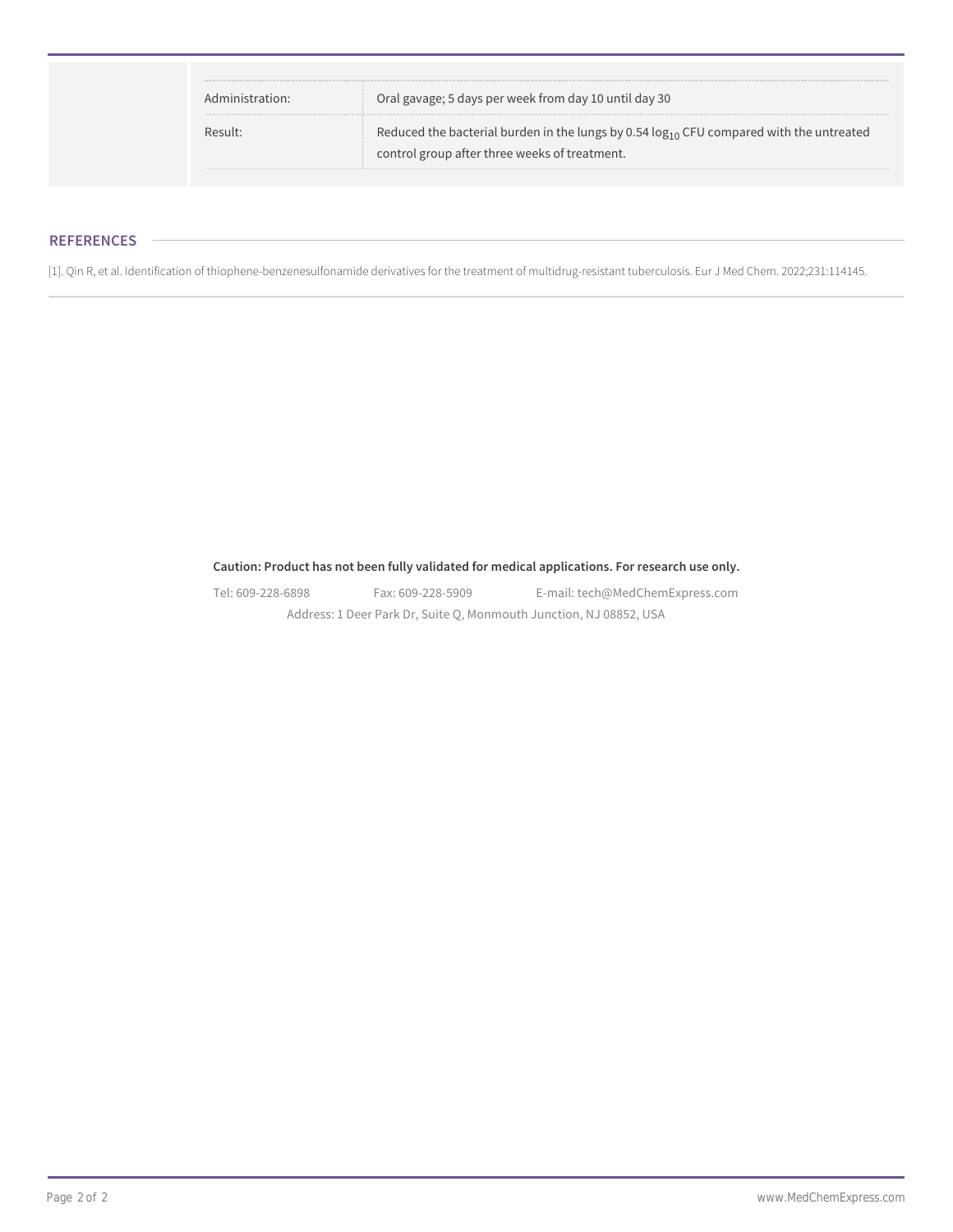| | |
|---|---|
| Administration: | Oral gavage; 5 days per week from day 10 until day 30 |
| Result: | Reduced the bacterial burden in the lungs by 0.54 $log_{10}$ CFU compared with the untreated control group after three weeks of treatment. |

## REFERENCES

[1]. Qin R, et al. Identification of thiophene-benzenesulfonamide derivatives for the treatment of multidrug-resistant tuberculosis. Eur J Med Chem. 2022;231:114145.

**Caution: Product has not been fully validated for medical applications. For research use only.**

Tel: 609-228-6898 Fax: 609-228-5909 E-mail: tech@MedChemExpress.com

Address: 1 Deer Park Dr, Suite Q, Monmouth Junction, NJ 08852, USA